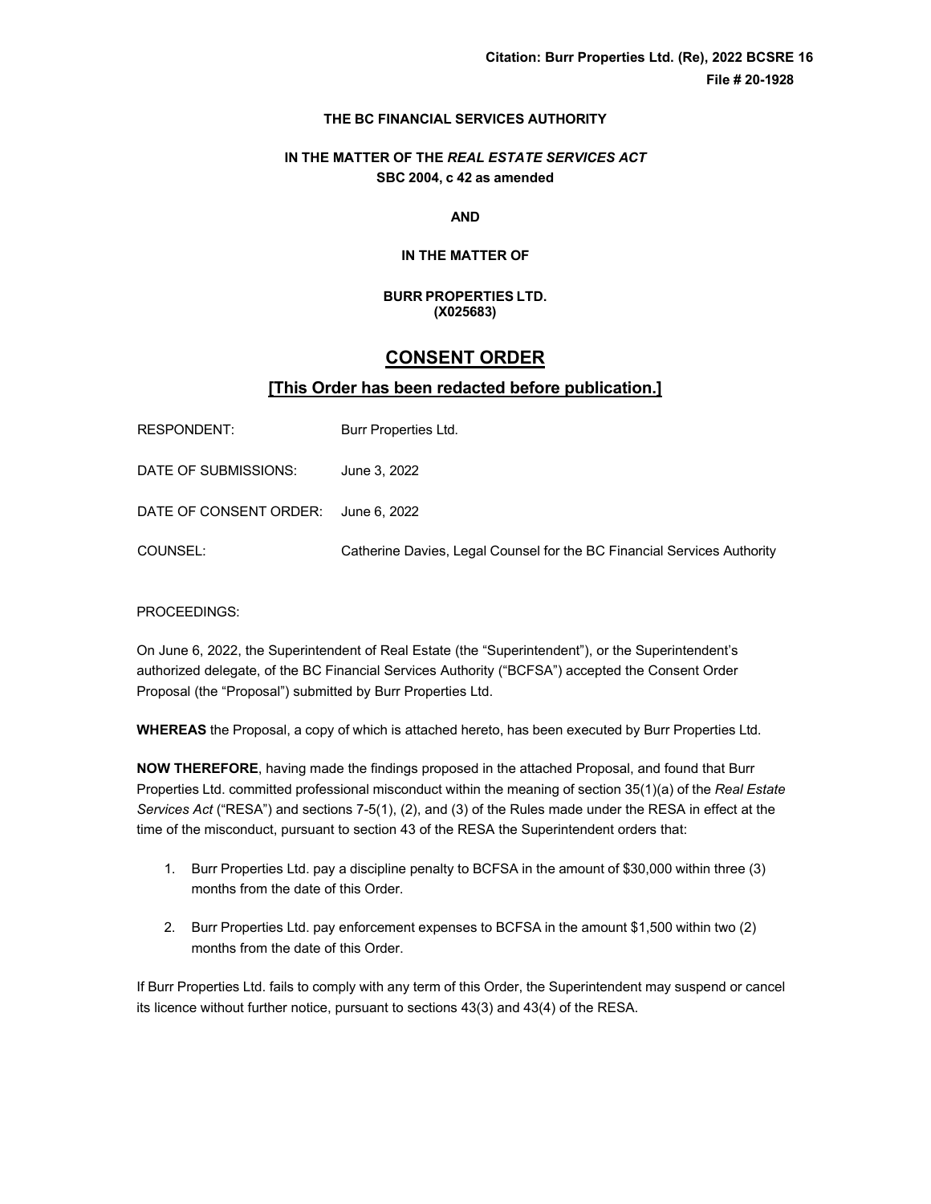**Citation: Burr Properties Ltd. (Re), 2022 BCSRE 16**
**File # 20-1928**

**THE BC FINANCIAL SERVICES AUTHORITY**

**IN THE MATTER OF THE *REAL ESTATE SERVICES ACT***
**SBC 2004, c 42 as amended**

**AND**

**IN THE MATTER OF**

**BURR PROPERTIES LTD.**
**(X025683)**

# CONSENT ORDER

## [This Order has been redacted before publication.]

RESPONDENT: Burr Properties Ltd.

DATE OF SUBMISSIONS: June 3, 2022

DATE OF CONSENT ORDER: June 6, 2022

COUNSEL: Catherine Davies, Legal Counsel for the BC Financial Services Authority

PROCEEDINGS:

On June 6, 2022, the Superintendent of Real Estate (the "Superintendent"), or the Superintendent's authorized delegate, of the BC Financial Services Authority ("BCFSA") accepted the Consent Order Proposal (the "Proposal") submitted by Burr Properties Ltd.

**WHEREAS** the Proposal, a copy of which is attached hereto, has been executed by Burr Properties Ltd.

**NOW THEREFORE**, having made the findings proposed in the attached Proposal, and found that Burr Properties Ltd. committed professional misconduct within the meaning of section 35(1)(a) of the *Real Estate Services Act* ("RESA") and sections 7-5(1), (2), and (3) of the Rules made under the RESA in effect at the time of the misconduct, pursuant to section 43 of the RESA the Superintendent orders that:

1. Burr Properties Ltd. pay a discipline penalty to BCFSA in the amount of $30,000 within three (3) months from the date of this Order.

2. Burr Properties Ltd. pay enforcement expenses to BCFSA in the amount $1,500 within two (2) months from the date of this Order.

If Burr Properties Ltd. fails to comply with any term of this Order, the Superintendent may suspend or cancel its licence without further notice, pursuant to sections 43(3) and 43(4) of the RESA.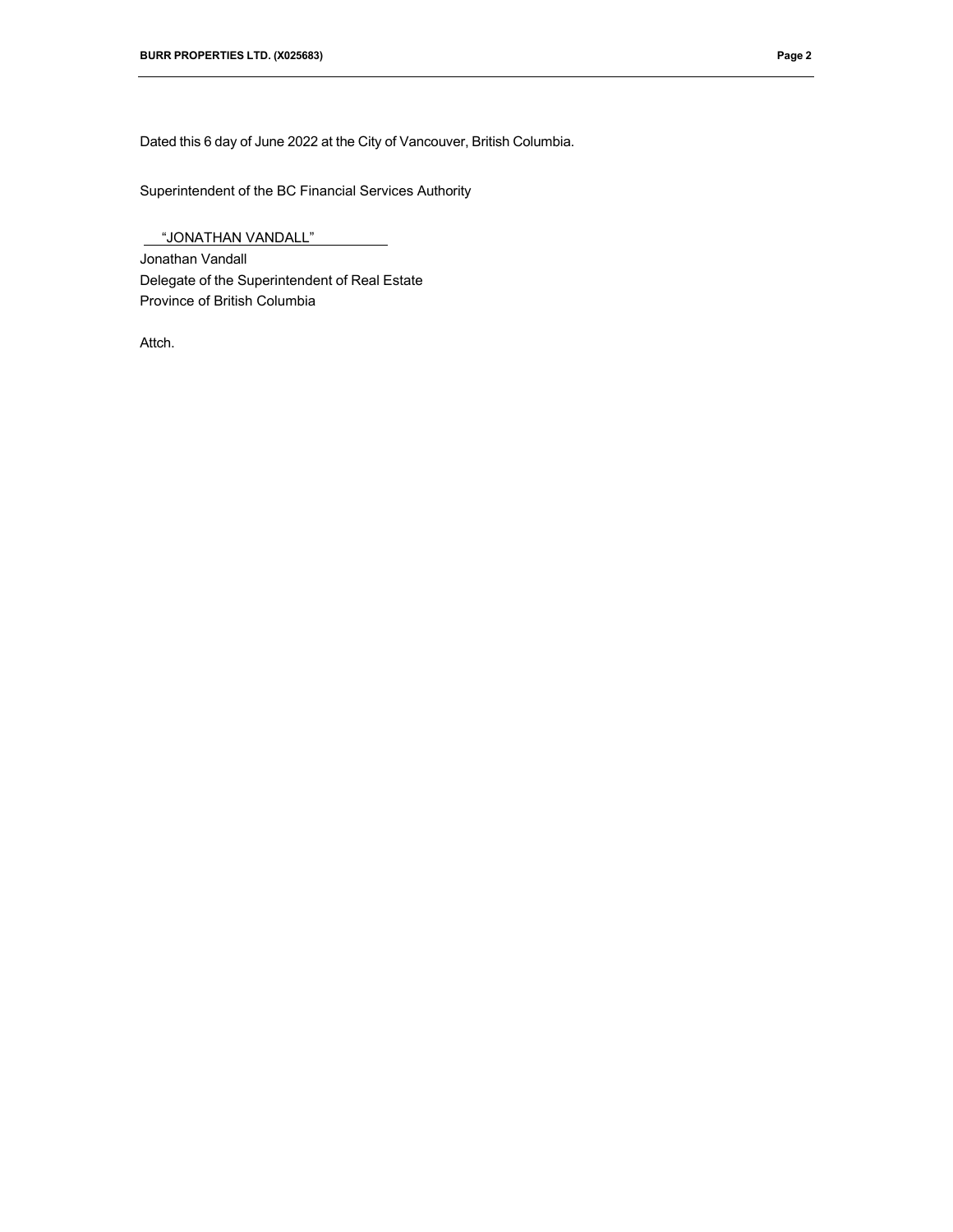Dated this 6 day of June 2022 at the City of Vancouver, British Columbia.

Superintendent of the BC Financial Services Authority

"JONATHAN VANDALL"

Jonathan Vandall
Delegate of the Superintendent of Real Estate
Province of British Columbia

Attch.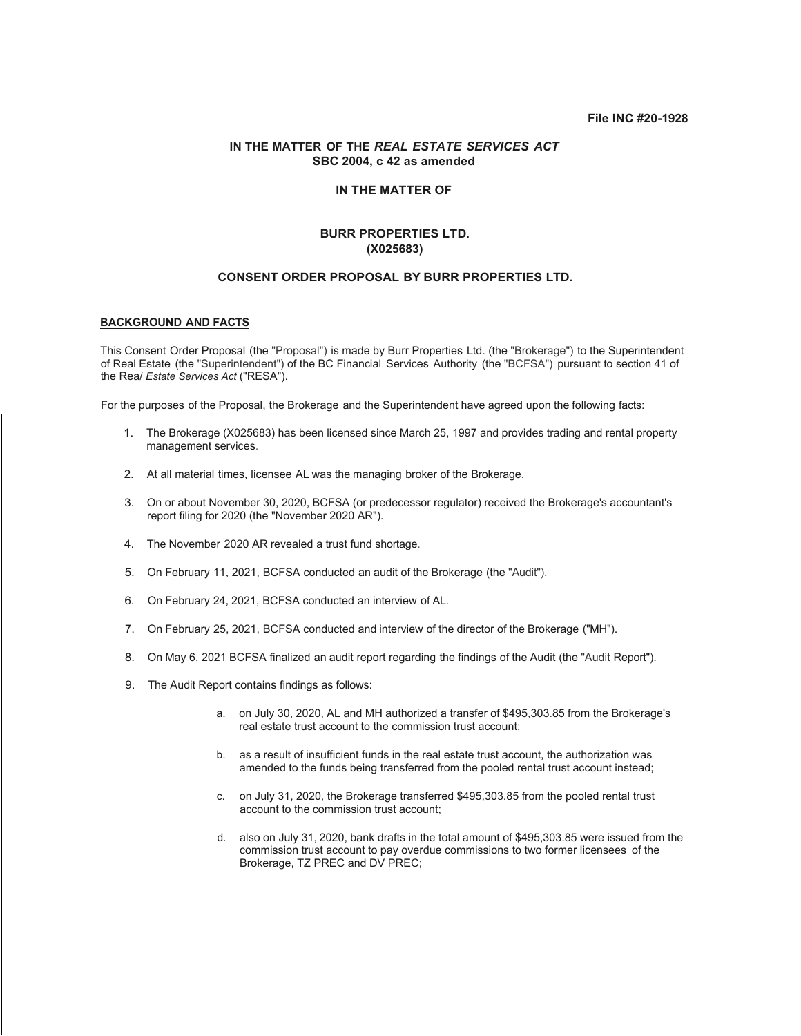File INC #20-1928

**IN THE MATTER OF THE *REAL ESTATE SERVICES ACT***
**SBC 2004, c 42 as amended**

**IN THE MATTER OF**

**BURR PROPERTIES LTD.**
**(X025683)**

**CONSENT ORDER PROPOSAL BY BURR PROPERTIES LTD.**

---

## BACKGROUND AND FACTS

This Consent Order Proposal (the "Proposal") is made by Burr Properties Ltd. (the "Brokerage") to the Superintendent of Real Estate (the "Superintendent") of the BC Financial Services Authority (the "BCFSA") pursuant to section 41 of the Rea/ *Estate Services Act* ("RESA").

For the purposes of the Proposal, the Brokerage and the Superintendent have agreed upon the following facts:

1. The Brokerage (X025683) has been licensed since March 25, 1997 and provides trading and rental property management services.
2. At all material times, licensee AL was the managing broker of the Brokerage.
3. On or about November 30, 2020, BCFSA (or predecessor regulator) received the Brokerage's accountant's report filing for 2020 (the "November 2020 AR").
4. The November 2020 AR revealed a trust fund shortage.
5. On February 11, 2021, BCFSA conducted an audit of the Brokerage (the "Audit").
6. On February 24, 2021, BCFSA conducted an interview of AL.
7. On February 25, 2021, BCFSA conducted and interview of the director of the Brokerage ("MH").
8. On May 6, 2021 BCFSA finalized an audit report regarding the findings of the Audit (the "Audit Report").
9. The Audit Report contains findings as follows:
   a. on July 30, 2020, AL and MH authorized a transfer of $495,303.85 from the Brokerage's real estate trust account to the commission trust account;
   b. as a result of insufficient funds in the real estate trust account, the authorization was amended to the funds being transferred from the pooled rental trust account instead;
   c. on July 31, 2020, the Brokerage transferred $495,303.85 from the pooled rental trust account to the commission trust account;
   d. also on July 31, 2020, bank drafts in the total amount of $495,303.85 were issued from the commission trust account to pay overdue commissions to two former licensees of the Brokerage, TZ PREC and DV PREC;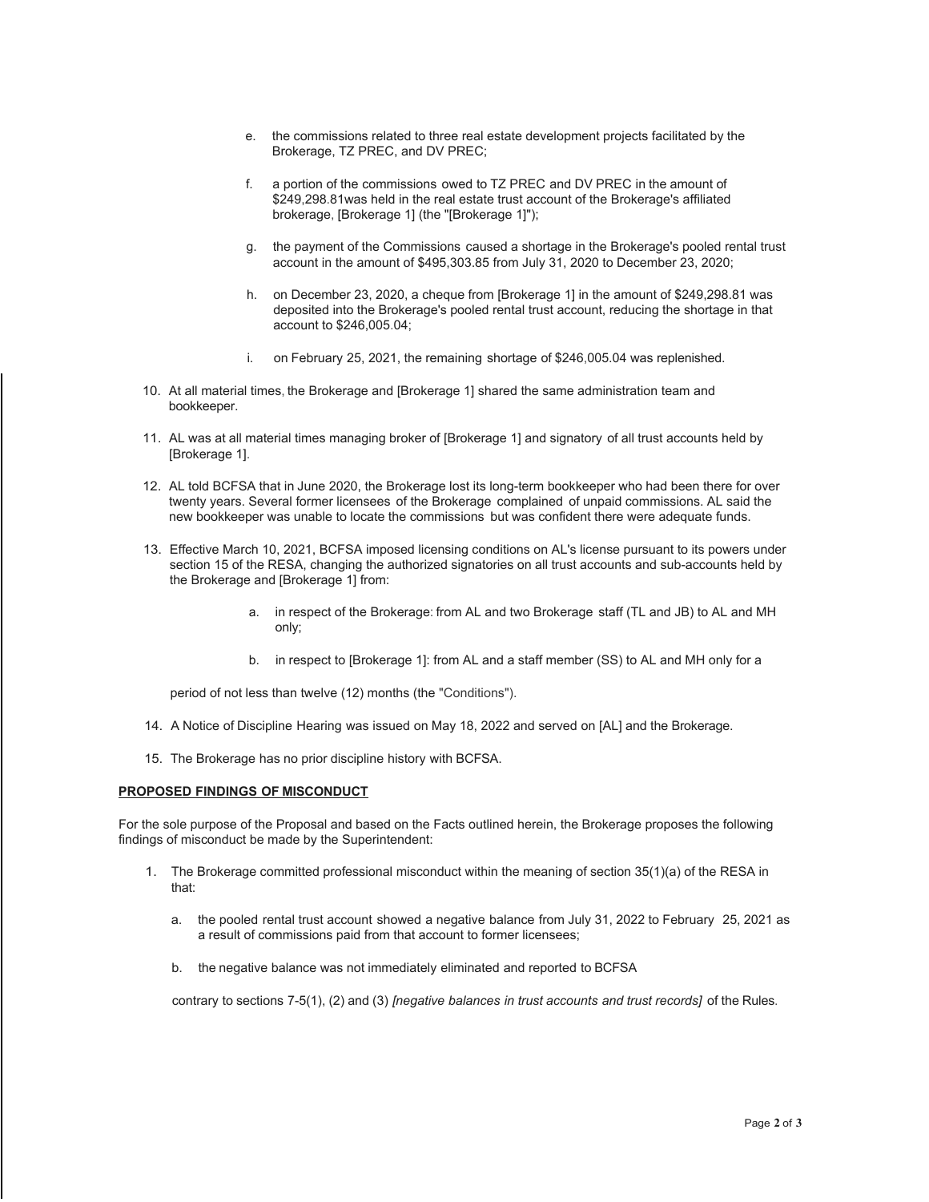e. the commissions related to three real estate development projects facilitated by the Brokerage, TZ PREC, and DV PREC;

f. a portion of the commissions owed to TZ PREC and DV PREC in the amount of $249,298.81was held in the real estate trust account of the Brokerage's affiliated brokerage, [Brokerage 1] (the "[Brokerage 1]");

g. the payment of the Commissions caused a shortage in the Brokerage's pooled rental trust account in the amount of $495,303.85 from July 31, 2020 to December 23, 2020;

h. on December 23, 2020, a cheque from [Brokerage 1] in the amount of $249,298.81 was deposited into the Brokerage's pooled rental trust account, reducing the shortage in that account to $246,005.04;

i. on February 25, 2021, the remaining shortage of $246,005.04 was replenished.

10. At all material times, the Brokerage and [Brokerage 1] shared the same administration team and bookkeeper.

11. AL was at all material times managing broker of [Brokerage 1] and signatory of all trust accounts held by [Brokerage 1].

12. AL told BCFSA that in June 2020, the Brokerage lost its long-term bookkeeper who had been there for over twenty years. Several former licensees of the Brokerage complained of unpaid commissions. AL said the new bookkeeper was unable to locate the commissions but was confident there were adequate funds.

13. Effective March 10, 2021, BCFSA imposed licensing conditions on AL's license pursuant to its powers under section 15 of the RESA, changing the authorized signatories on all trust accounts and sub-accounts held by the Brokerage and [Brokerage 1] from:

    a. in respect of the Brokerage: from AL and two Brokerage staff (TL and JB) to AL and MH only;

    b. in respect to [Brokerage 1]: from AL and a staff member (SS) to AL and MH only for a

    period of not less than twelve (12) months (the "Conditions").

14. A Notice of Discipline Hearing was issued on May 18, 2022 and served on [AL] and the Brokerage.

15. The Brokerage has no prior discipline history with BCFSA.

**PROPOSED FINDINGS OF MISCONDUCT**

For the sole purpose of the Proposal and based on the Facts outlined herein, the Brokerage proposes the following findings of misconduct be made by the Superintendent:

1. The Brokerage committed professional misconduct within the meaning of section 35(1)(a) of the RESA in that:

    a. the pooled rental trust account showed a negative balance from July 31, 2022 to February 25, 2021 as a result of commissions paid from that account to former licensees;

    b. the negative balance was not immediately eliminated and reported to BCFSA

    contrary to sections 7-5(1), (2) and (3) *[negative balances in trust accounts and trust records]* of the Rules.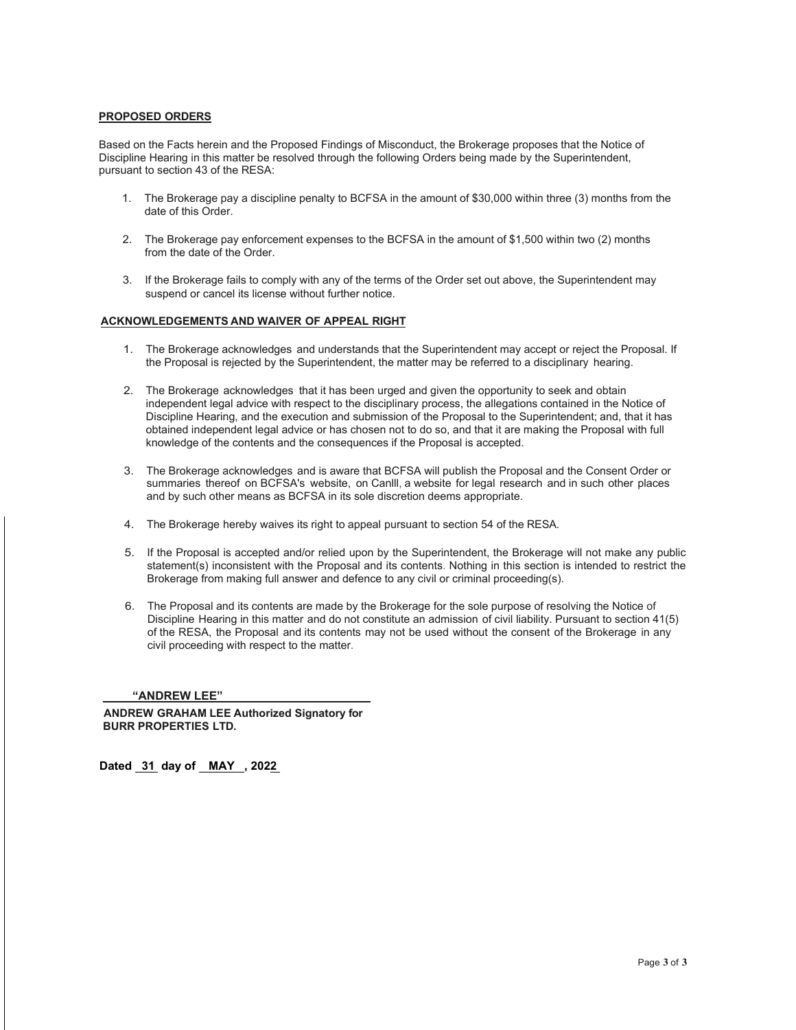**PROPOSED ORDERS**

Based on the Facts herein and the Proposed Findings of Misconduct, the Brokerage proposes that the Notice of Discipline Hearing in this matter be resolved through the following Orders being made by the Superintendent, pursuant to section 43 of the RESA:

1. The Brokerage pay a discipline penalty to BCFSA in the amount of $30,000 within three (3) months from the date of this Order.

2. The Brokerage pay enforcement expenses to the BCFSA in the amount of $1,500 within two (2) months from the date of the Order.

3. If the Brokerage fails to comply with any of the terms of the Order set out above, the Superintendent may suspend or cancel its license without further notice.

**ACKNOWLEDGEMENTS AND WAIVER OF APPEAL RIGHT**

1. The Brokerage acknowledges and understands that the Superintendent may accept or reject the Proposal. If the Proposal is rejected by the Superintendent, the matter may be referred to a disciplinary hearing.

2. The Brokerage acknowledges that it has been urged and given the opportunity to seek and obtain independent legal advice with respect to the disciplinary process, the allegations contained in the Notice of Discipline Hearing, and the execution and submission of the Proposal to the Superintendent; and, that it has obtained independent legal advice or has chosen not to do so, and that it are making the Proposal with full knowledge of the contents and the consequences if the Proposal is accepted.

3. The Brokerage acknowledges and is aware that BCFSA will publish the Proposal and the Consent Order or summaries thereof on BCFSA's website, on Canlll, a website for legal research and in such other places and by such other means as BCFSA in its sole discretion deems appropriate.

4. The Brokerage hereby waives its right to appeal pursuant to section 54 of the RESA.

5. If the Proposal is accepted and/or relied upon by the Superintendent, the Brokerage will not make any public statement(s) inconsistent with the Proposal and its contents. Nothing in this section is intended to restrict the Brokerage from making full answer and defence to any civil or criminal proceeding(s).

6. The Proposal and its contents are made by the Brokerage for the sole purpose of resolving the Notice of Discipline Hearing in this matter and do not constitute an admission of civil liability. Pursuant to section 41(5) of the RESA, the Proposal and its contents may not be used without the consent of the Brokerage in any civil proceeding with respect to the matter.

**"ANDREW LEE"**

**ANDREW GRAHAM LEE Authorized Signatory for BURR PROPERTIES LTD.**

**Dated 31 day of MAY, 2022**